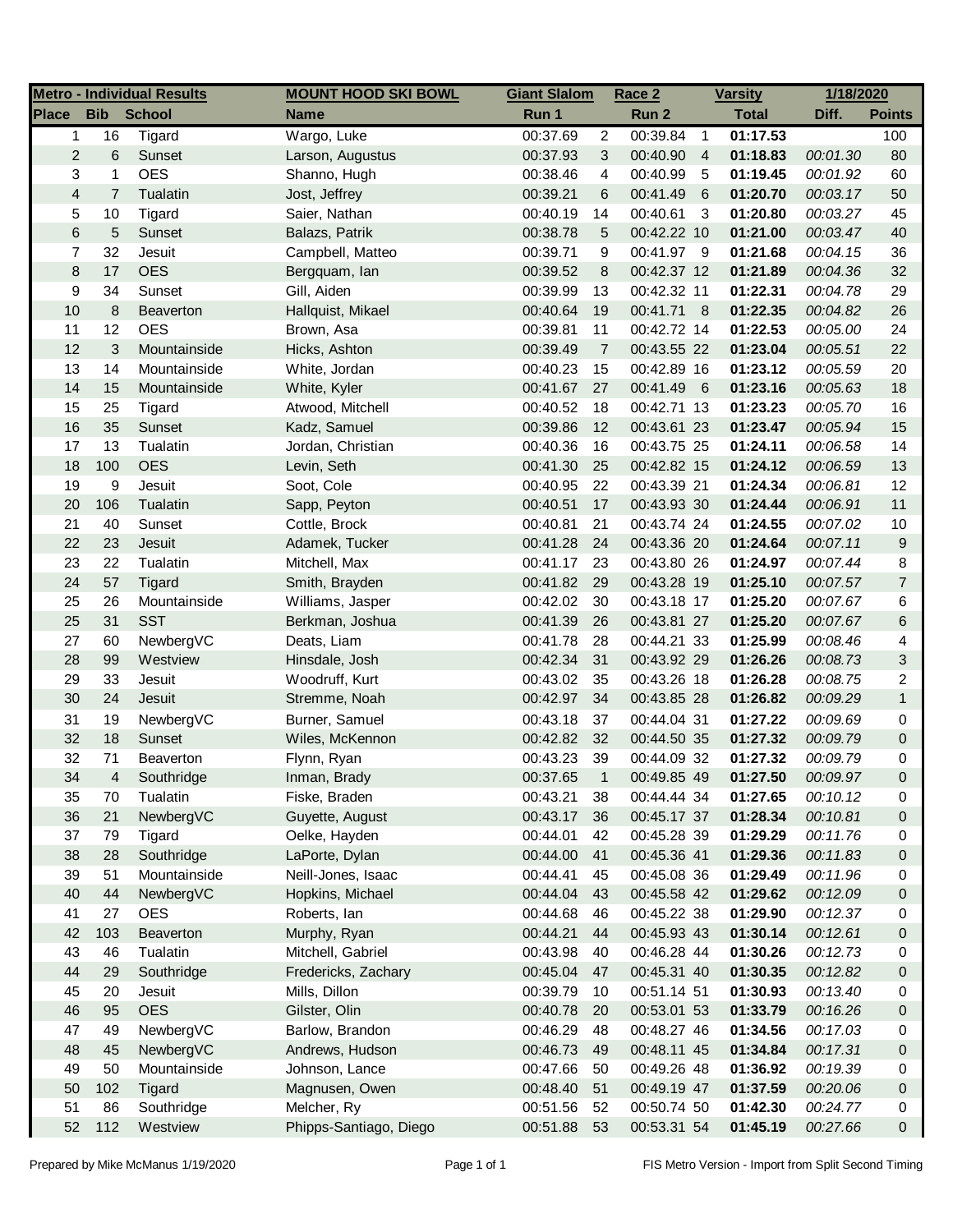| Metro - Individual Results | | | MOUNT HOOD SKI BOWL | Giant Slalom | | Race 2 | | Varsity | 1/18/2020 | |
|---|---|---|---|---|---|---|---|---|---|---|
| Place | Bib | School | Name | Run 1 | | Run 2 | | Total | Diff. | Points |
| 1 | 16 | Tigard | Wargo, Luke | 00:37.69 | 2 | 00:39.84 | 1 | **01:17.53** | | 100 |
| 2 | 6 | Sunset | Larson, Augustus | 00:37.93 | 3 | 00:40.90 | 4 | **01:18.83** | *00:01.30* | 80 |
| 3 | 1 | OES | Shanno, Hugh | 00:38.46 | 4 | 00:40.99 | 5 | **01:19.45** | *00:01.92* | 60 |
| 4 | 7 | Tualatin | Jost, Jeffrey | 00:39.21 | 6 | 00:41.49 | 6 | **01:20.70** | *00:03.17* | 50 |
| 5 | 10 | Tigard | Saier, Nathan | 00:40.19 | 14 | 00:40.61 | 3 | **01:20.80** | *00:03.27* | 45 |
| 6 | 5 | Sunset | Balazs, Patrik | 00:38.78 | 5 | 00:42.22 | 10 | **01:21.00** | *00:03.47* | 40 |
| 7 | 32 | Jesuit | Campbell, Matteo | 00:39.71 | 9 | 00:41.97 | 9 | **01:21.68** | *00:04.15* | 36 |
| 8 | 17 | OES | Bergquam, Ian | 00:39.52 | 8 | 00:42.37 | 12 | **01:21.89** | *00:04.36* | 32 |
| 9 | 34 | Sunset | Gill, Aiden | 00:39.99 | 13 | 00:42.32 | 11 | **01:22.31** | *00:04.78* | 29 |
| 10 | 8 | Beaverton | Hallquist, Mikael | 00:40.64 | 19 | 00:41.71 | 8 | **01:22.35** | *00:04.82* | 26 |
| 11 | 12 | OES | Brown, Asa | 00:39.81 | 11 | 00:42.72 | 14 | **01:22.53** | *00:05.00* | 24 |
| 12 | 3 | Mountainside | Hicks, Ashton | 00:39.49 | 7 | 00:43.55 | 22 | **01:23.04** | *00:05.51* | 22 |
| 13 | 14 | Mountainside | White, Jordan | 00:40.23 | 15 | 00:42.89 | 16 | **01:23.12** | *00:05.59* | 20 |
| 14 | 15 | Mountainside | White, Kyler | 00:41.67 | 27 | 00:41.49 | 6 | **01:23.16** | *00:05.63* | 18 |
| 15 | 25 | Tigard | Atwood, Mitchell | 00:40.52 | 18 | 00:42.71 | 13 | **01:23.23** | *00:05.70* | 16 |
| 16 | 35 | Sunset | Kadz, Samuel | 00:39.86 | 12 | 00:43.61 | 23 | **01:23.47** | *00:05.94* | 15 |
| 17 | 13 | Tualatin | Jordan, Christian | 00:40.36 | 16 | 00:43.75 | 25 | **01:24.11** | *00:06.58* | 14 |
| 18 | 100 | OES | Levin, Seth | 00:41.30 | 25 | 00:42.82 | 15 | **01:24.12** | *00:06.59* | 13 |
| 19 | 9 | Jesuit | Soot, Cole | 00:40.95 | 22 | 00:43.39 | 21 | **01:24.34** | *00:06.81* | 12 |
| 20 | 106 | Tualatin | Sapp, Peyton | 00:40.51 | 17 | 00:43.93 | 30 | **01:24.44** | *00:06.91* | 11 |
| 21 | 40 | Sunset | Cottle, Brock | 00:40.81 | 21 | 00:43.74 | 24 | **01:24.55** | *00:07.02* | 10 |
| 22 | 23 | Jesuit | Adamek, Tucker | 00:41.28 | 24 | 00:43.36 | 20 | **01:24.64** | *00:07.11* | 9 |
| 23 | 22 | Tualatin | Mitchell, Max | 00:41.17 | 23 | 00:43.80 | 26 | **01:24.97** | *00:07.44* | 8 |
| 24 | 57 | Tigard | Smith, Brayden | 00:41.82 | 29 | 00:43.28 | 19 | **01:25.10** | *00:07.57* | 7 |
| 25 | 26 | Mountainside | Williams, Jasper | 00:42.02 | 30 | 00:43.18 | 17 | **01:25.20** | *00:07.67* | 6 |
| 25 | 31 | SST | Berkman, Joshua | 00:41.39 | 26 | 00:43.81 | 27 | **01:25.20** | *00:07.67* | 6 |
| 27 | 60 | NewbergVC | Deats, Liam | 00:41.78 | 28 | 00:44.21 | 33 | **01:25.99** | *00:08.46* | 4 |
| 28 | 99 | Westview | Hinsdale, Josh | 00:42.34 | 31 | 00:43.92 | 29 | **01:26.26** | *00:08.73* | 3 |
| 29 | 33 | Jesuit | Woodruff, Kurt | 00:43.02 | 35 | 00:43.26 | 18 | **01:26.28** | *00:08.75* | 2 |
| 30 | 24 | Jesuit | Stremme, Noah | 00:42.97 | 34 | 00:43.85 | 28 | **01:26.82** | *00:09.29* | 1 |
| 31 | 19 | NewbergVC | Burner, Samuel | 00:43.18 | 37 | 00:44.04 | 31 | **01:27.22** | *00:09.69* | 0 |
| 32 | 18 | Sunset | Wiles, McKennon | 00:42.82 | 32 | 00:44.50 | 35 | **01:27.32** | *00:09.79* | 0 |
| 32 | 71 | Beaverton | Flynn, Ryan | 00:43.23 | 39 | 00:44.09 | 32 | **01:27.32** | *00:09.79* | 0 |
| 34 | 4 | Southridge | Inman, Brady | 00:37.65 | 1 | 00:49.85 | 49 | **01:27.50** | *00:09.97* | 0 |
| 35 | 70 | Tualatin | Fiske, Braden | 00:43.21 | 38 | 00:44.44 | 34 | **01:27.65** | *00:10.12* | 0 |
| 36 | 21 | NewbergVC | Guyette, August | 00:43.17 | 36 | 00:45.17 | 37 | **01:28.34** | *00:10.81* | 0 |
| 37 | 79 | Tigard | Oelke, Hayden | 00:44.01 | 42 | 00:45.28 | 39 | **01:29.29** | *00:11.76* | 0 |
| 38 | 28 | Southridge | LaPorte, Dylan | 00:44.00 | 41 | 00:45.36 | 41 | **01:29.36** | *00:11.83* | 0 |
| 39 | 51 | Mountainside | Neill-Jones, Isaac | 00:44.41 | 45 | 00:45.08 | 36 | **01:29.49** | *00:11.96* | 0 |
| 40 | 44 | NewbergVC | Hopkins, Michael | 00:44.04 | 43 | 00:45.58 | 42 | **01:29.62** | *00:12.09* | 0 |
| 41 | 27 | OES | Roberts, Ian | 00:44.68 | 46 | 00:45.22 | 38 | **01:29.90** | *00:12.37* | 0 |
| 42 | 103 | Beaverton | Murphy, Ryan | 00:44.21 | 44 | 00:45.93 | 43 | **01:30.14** | *00:12.61* | 0 |
| 43 | 46 | Tualatin | Mitchell, Gabriel | 00:43.98 | 40 | 00:46.28 | 44 | **01:30.26** | *00:12.73* | 0 |
| 44 | 29 | Southridge | Fredericks, Zachary | 00:45.04 | 47 | 00:45.31 | 40 | **01:30.35** | *00:12.82* | 0 |
| 45 | 20 | Jesuit | Mills, Dillon | 00:39.79 | 10 | 00:51.14 | 51 | **01:30.93** | *00:13.40* | 0 |
| 46 | 95 | OES | Gilster, Olin | 00:40.78 | 20 | 00:53.01 | 53 | **01:33.79** | *00:16.26* | 0 |
| 47 | 49 | NewbergVC | Barlow, Brandon | 00:46.29 | 48 | 00:48.27 | 46 | **01:34.56** | *00:17.03* | 0 |
| 48 | 45 | NewbergVC | Andrews, Hudson | 00:46.73 | 49 | 00:48.11 | 45 | **01:34.84** | *00:17.31* | 0 |
| 49 | 50 | Mountainside | Johnson, Lance | 00:47.66 | 50 | 00:49.26 | 48 | **01:36.92** | *00:19.39* | 0 |
| 50 | 102 | Tigard | Magnusen, Owen | 00:48.40 | 51 | 00:49.19 | 47 | **01:37.59** | *00:20.06* | 0 |
| 51 | 86 | Southridge | Melcher, Ry | 00:51.56 | 52 | 00:50.74 | 50 | **01:42.30** | *00:24.77* | 0 |
| 52 | 112 | Westview | Phipps-Santiago, Diego | 00:51.88 | 53 | 00:53.31 | 54 | **01:45.19** | *00:27.66* | 0 |

Prepared by Mike McManus 1/19/2020

FIS Metro Version - Import from Split Second Timing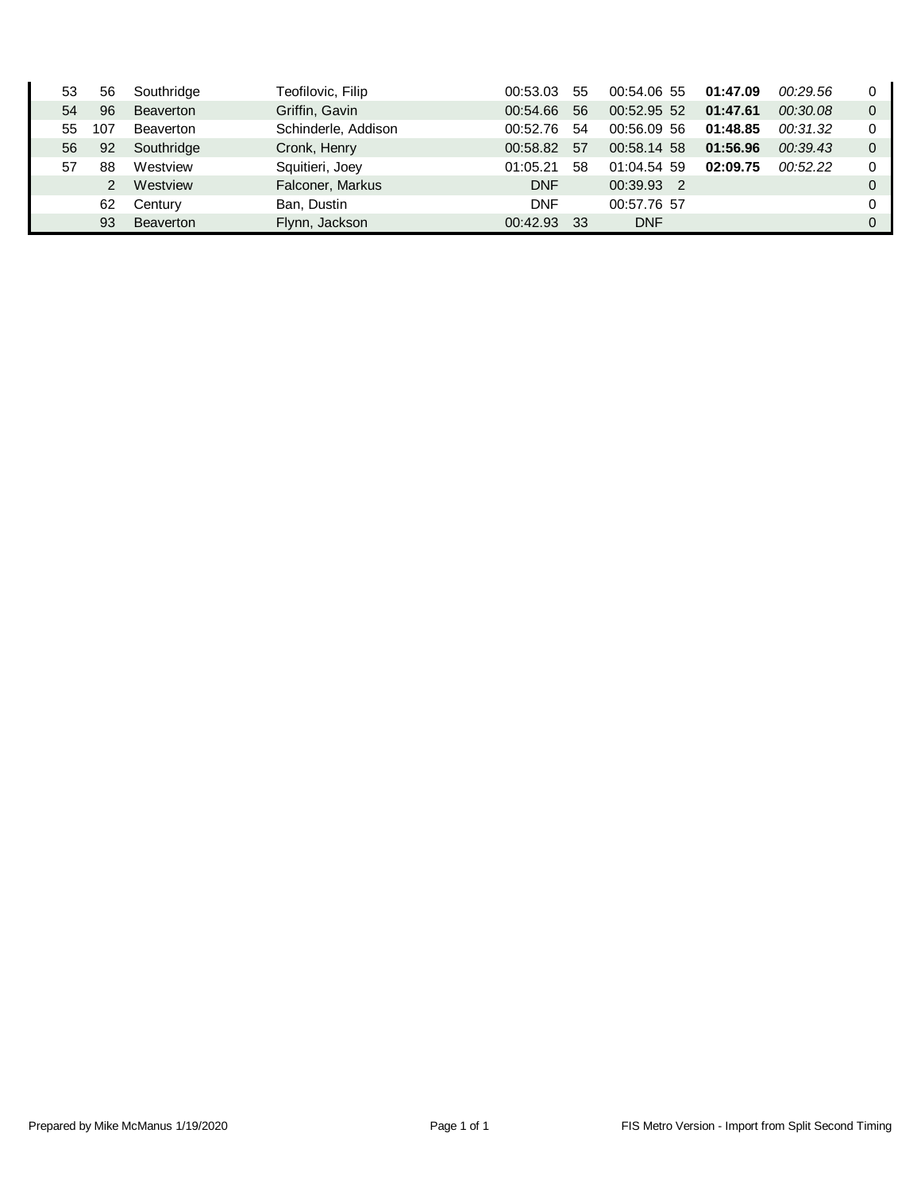| | | | | | | | | | | |
|---|---|---|---|---|---|---|---|---|---|---|
| 53 | 56 | Southridge | Teofilovic, Filip | 00:53.03 | 55 | 00:54.06 | 55 | **01:47.09** | *00:29.56* | 0 |
| 54 | 96 | Beaverton | Griffin, Gavin | 00:54.66 | 56 | 00:52.95 | 52 | **01:47.61** | *00:30.08* | 0 |
| 55 | 107 | Beaverton | Schinderle, Addison | 00:52.76 | 54 | 00:56.09 | 56 | **01:48.85** | *00:31.32* | 0 |
| 56 | 92 | Southridge | Cronk, Henry | 00:58.82 | 57 | 00:58.14 | 58 | **01:56.96** | *00:39.43* | 0 |
| 57 | 88 | Westview | Squitieri, Joey | 01:05.21 | 58 | 01:04.54 | 59 | **02:09.75** | *00:52.22* | 0 |
| | 2 | Westview | Falconer, Markus | DNF | | 00:39.93 | 2 | | | 0 |
| | 62 | Century | Ban, Dustin | DNF | | 00:57.76 | 57 | | | 0 |
| | 93 | Beaverton | Flynn, Jackson | 00:42.93 | 33 | DNF | | | | 0 |

Prepared by Mike McManus 1/19/2020

FIS Metro Version - Import from Split Second Timing